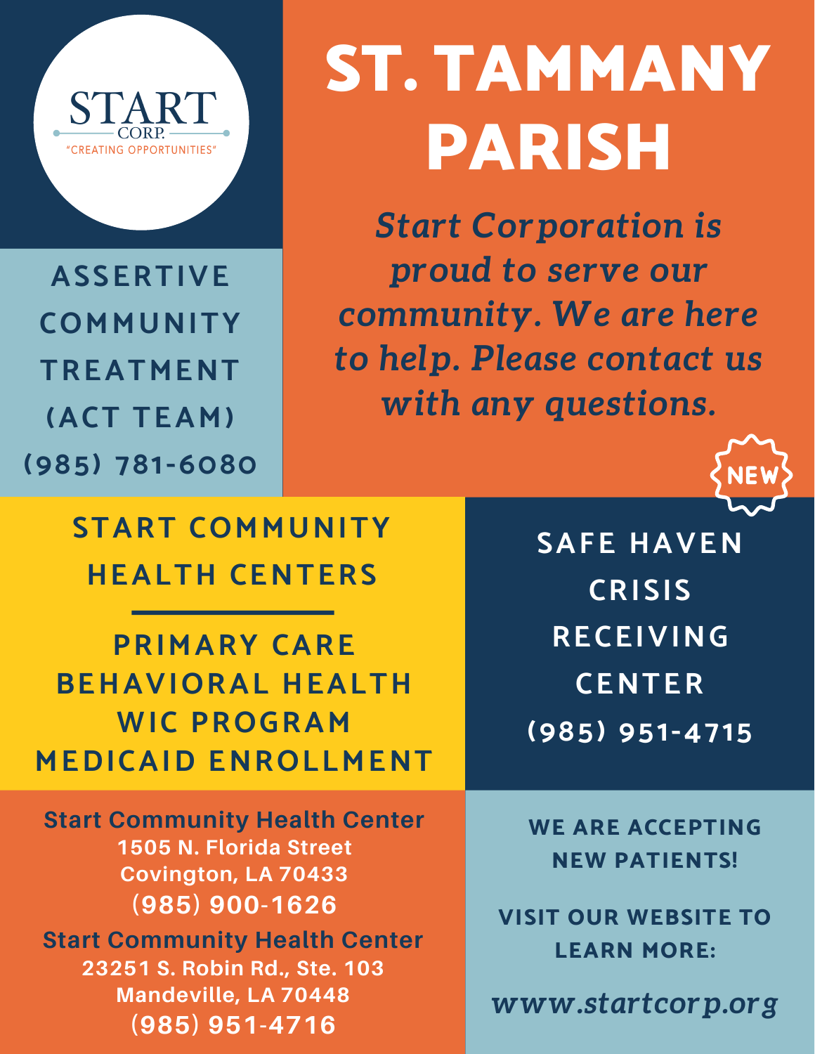START
CORP.
"CREATING OPPORTUNITIES"

# ST. TAMMANY PARISH

*Start Corporation is proud to serve our community. We are here to help. Please contact us with any questions.*

## ASSERTIVE COMMUNITY TREATMENT (ACT TEAM)

(985) 781-6080

## START COMMUNITY HEALTH CENTERS

PRIMARY CARE
BEHAVIORAL HEALTH
WIC PROGRAM
MEDICAID ENROLLMENT

NEW

## SAFE HAVEN CRISIS RECEIVING CENTER

(985) 951-4715

**Start Community Health Center**
1505 N. Florida Street
Covington, LA 70433
(985) 900-1626

**Start Community Health Center**
23251 S. Robin Rd., Ste. 103
Mandeville, LA 70448
(985) 951-4716

**WE ARE ACCEPTING NEW PATIENTS!**

**VISIT OUR WEBSITE TO LEARN MORE:**

*www.startcorp.org*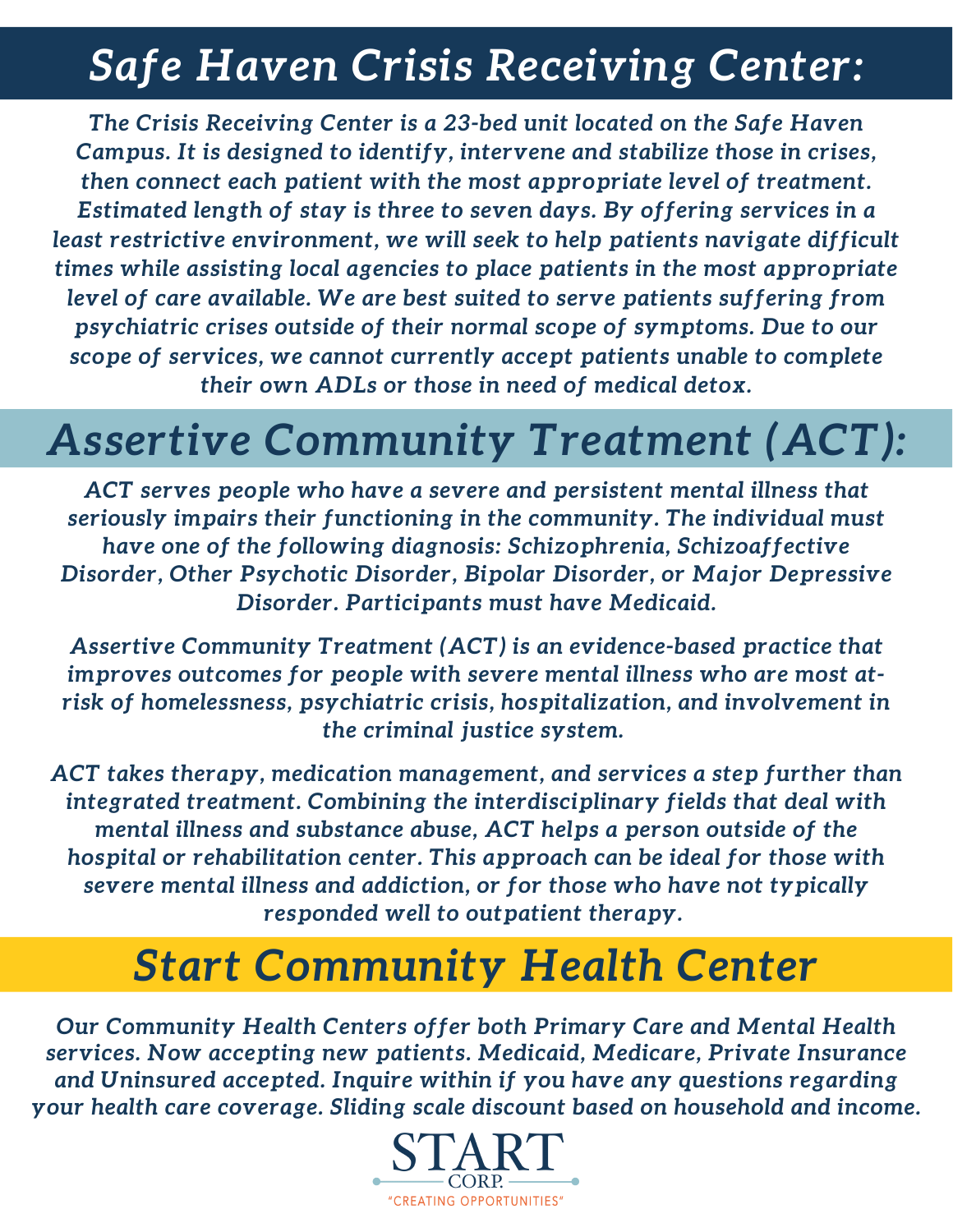# Safe Haven Crisis Receiving Center:

*The Crisis Receiving Center is a 23-bed unit located on the Safe Haven Campus. It is designed to identify, intervene and stabilize those in crises, then connect each patient with the most appropriate level of treatment. Estimated length of stay is three to seven days. By offering services in a least restrictive environment, we will seek to help patients navigate difficult times while assisting local agencies to place patients in the most appropriate level of care available. We are best suited to serve patients suffering from psychiatric crises outside of their normal scope of symptoms. Due to our scope of services, we cannot currently accept patients unable to complete their own ADLs or those in need of medical detox.*

# Assertive Community Treatment (ACT):

*ACT serves people who have a severe and persistent mental illness that seriously impairs their functioning in the community. The individual must have one of the following diagnosis: Schizophrenia, Schizoaffective Disorder, Other Psychotic Disorder, Bipolar Disorder, or Major Depressive Disorder. Participants must have Medicaid.*

*Assertive Community Treatment (ACT) is an evidence-based practice that improves outcomes for people with severe mental illness who are most at-risk of homelessness, psychiatric crisis, hospitalization, and involvement in the criminal justice system.*

*ACT takes therapy, medication management, and services a step further than integrated treatment. Combining the interdisciplinary fields that deal with mental illness and substance abuse, ACT helps a person outside of the hospital or rehabilitation center. This approach can be ideal for those with severe mental illness and addiction, or for those who have not typically responded well to outpatient therapy.*

# Start Community Health Center

*Our Community Health Centers offer both Primary Care and Mental Health services. Now accepting new patients. Medicaid, Medicare, Private Insurance and Uninsured accepted. Inquire within if you have any questions regarding your health care coverage. Sliding scale discount based on household and income.*

START
CORP.
"CREATING OPPORTUNITIES"